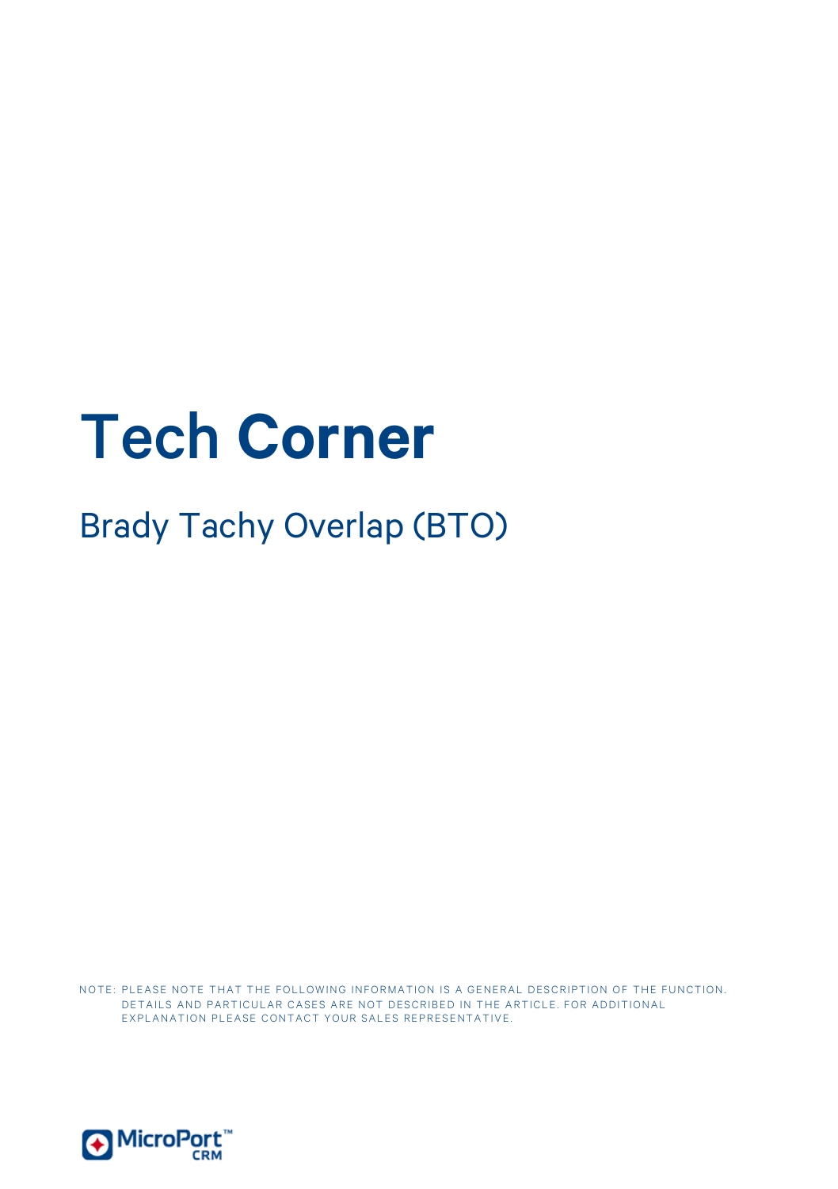# Tech Corner

## Brady Tachy Overlap (BTO)

NOTE: PLEASE NOTE THAT THE FOLLOWING INFORMATION IS A GENERAL DESCRIPTION OF THE FUNCTION. DETAILS AND PARTICULAR CASES ARE NOT DESCRIBED IN THE ARTICLE. FOR ADDITIONAL EXPLANATION PLEASE CONTACT YOUR SALES REPRESENTATIVE.

MicroPort™ CRM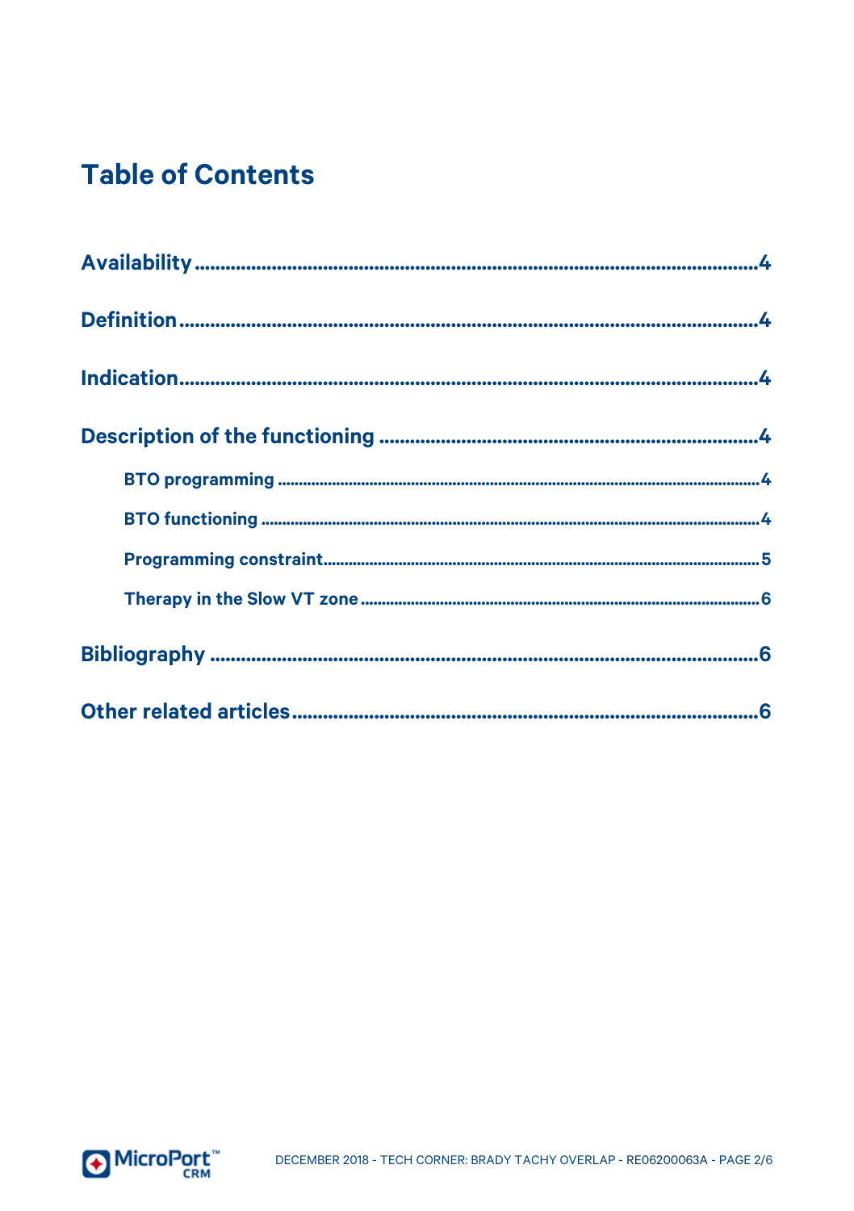# Table of Contents

**Availability** .......................................................................................... 4

**Definition** .......................................................................................... 4

**Indication** .......................................................................................... 4

**Description of the functioning** .......................................................................................... 4

- **BTO programming** .......................................................................................... 4
- **BTO functioning** .......................................................................................... 4
- **Programming constraint** .......................................................................................... 5
- **Therapy in the Slow VT zone** .......................................................................................... 6

**Bibliography** .......................................................................................... 6

**Other related articles** .......................................................................................... 6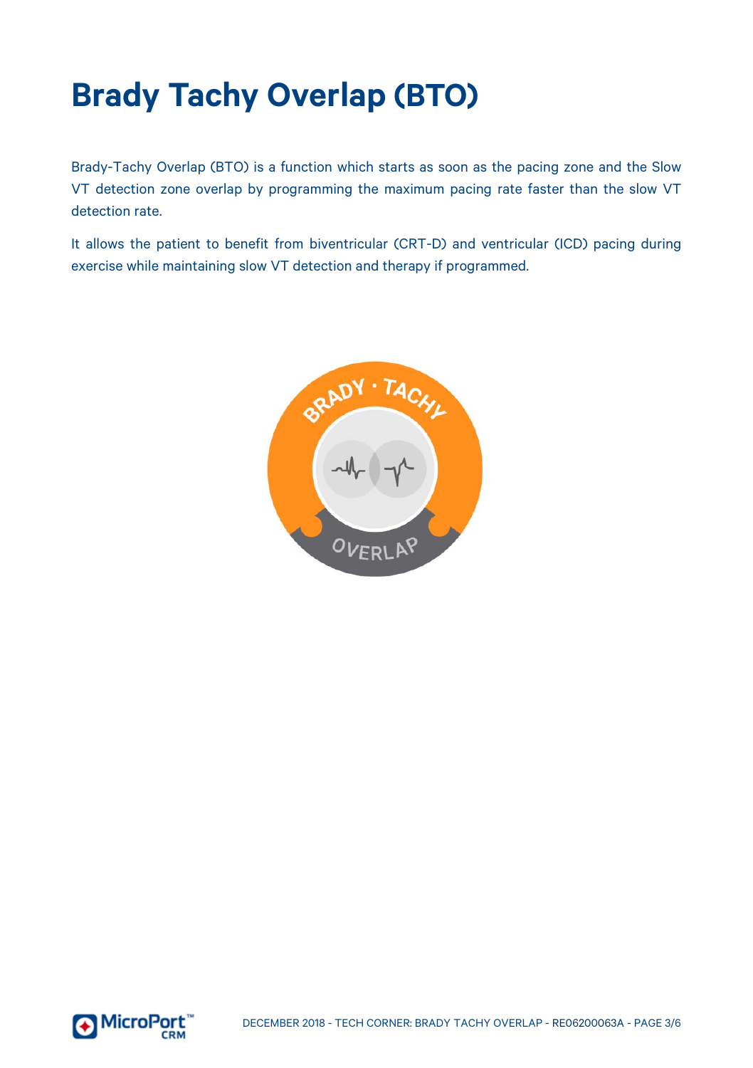# Brady Tachy Overlap (BTO)

Brady-Tachy Overlap (BTO) is a function which starts as soon as the pacing zone and the Slow VT detection zone overlap by programming the maximum pacing rate faster than the slow VT detection rate.

It allows the patient to benefit from biventricular (CRT-D) and ventricular (ICD) pacing during exercise while maintaining slow VT detection and therapy if programmed.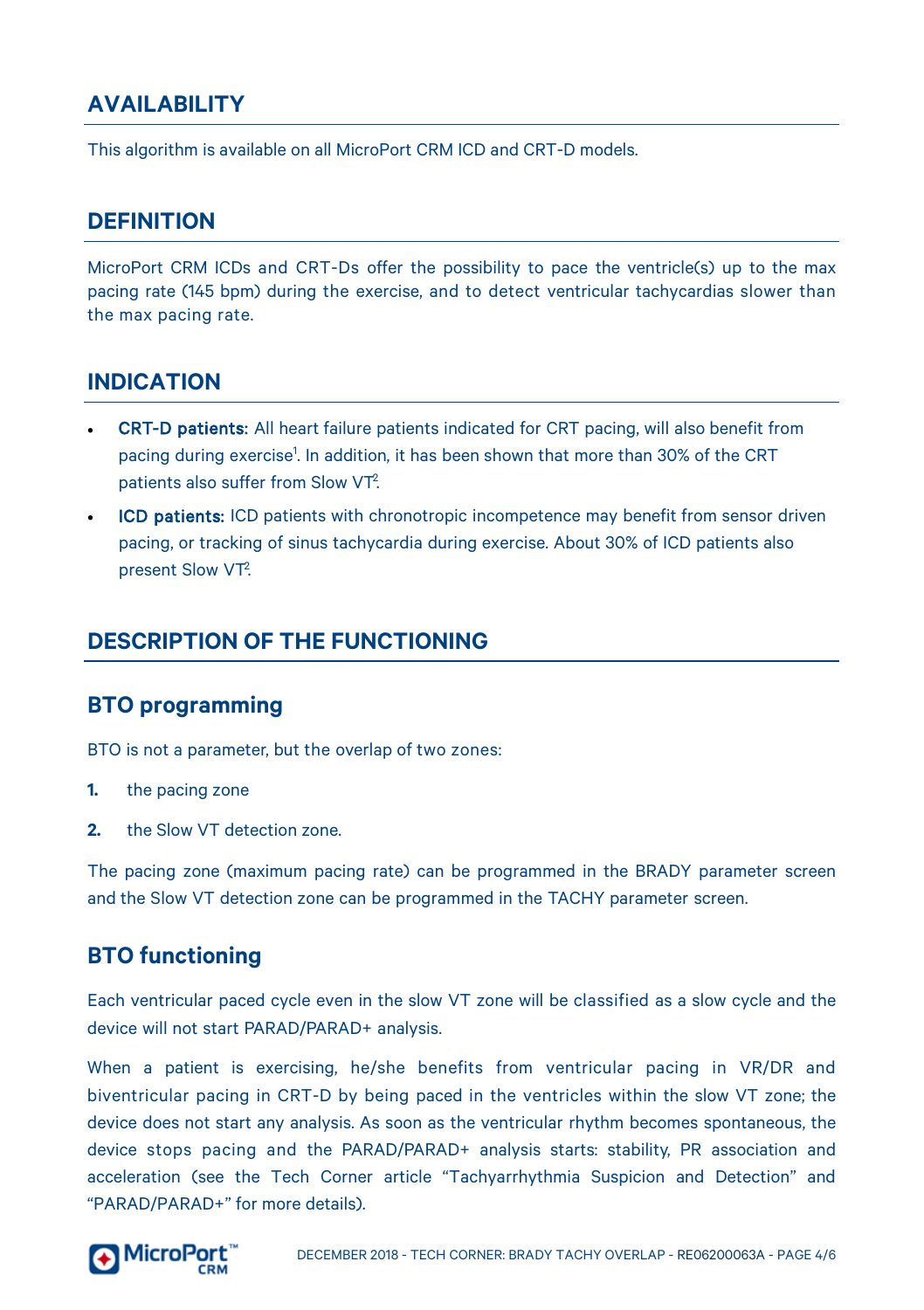## AVAILABILITY

This algorithm is available on all MicroPort CRM ICD and CRT-D models.

## DEFINITION

MicroPort CRM ICDs and CRT-Ds offer the possibility to pace the ventricle(s) up to the max pacing rate (145 bpm) during the exercise, and to detect ventricular tachycardias slower than the max pacing rate.

## INDICATION

- **CRT-D patients:** All heart failure patients indicated for CRT pacing, will also benefit from pacing during exercise[1]. In addition, it has been shown that more than 30% of the CRT patients also suffer from Slow VT[2].
- **ICD patients:** ICD patients with chronotropic incompetence may benefit from sensor driven pacing, or tracking of sinus tachycardia during exercise. About 30% of ICD patients also present Slow VT[2].

## DESCRIPTION OF THE FUNCTIONING

### BTO programming

BTO is not a parameter, but the overlap of two zones:

1. the pacing zone
2. the Slow VT detection zone.

The pacing zone (maximum pacing rate) can be programmed in the BRADY parameter screen and the Slow VT detection zone can be programmed in the TACHY parameter screen.

### BTO functioning

Each ventricular paced cycle even in the slow VT zone will be classified as a slow cycle and the device will not start PARAD/PARAD+ analysis.

When a patient is exercising, he/she benefits from ventricular pacing in VR/DR and biventricular pacing in CRT-D by being paced in the ventricles within the slow VT zone; the device does not start any analysis. As soon as the ventricular rhythm becomes spontaneous, the device stops pacing and the PARAD/PARAD+ analysis starts: stability, PR association and acceleration (see the Tech Corner article "Tachyarrhythmia Suspicion and Detection" and "PARAD/PARAD+" for more details).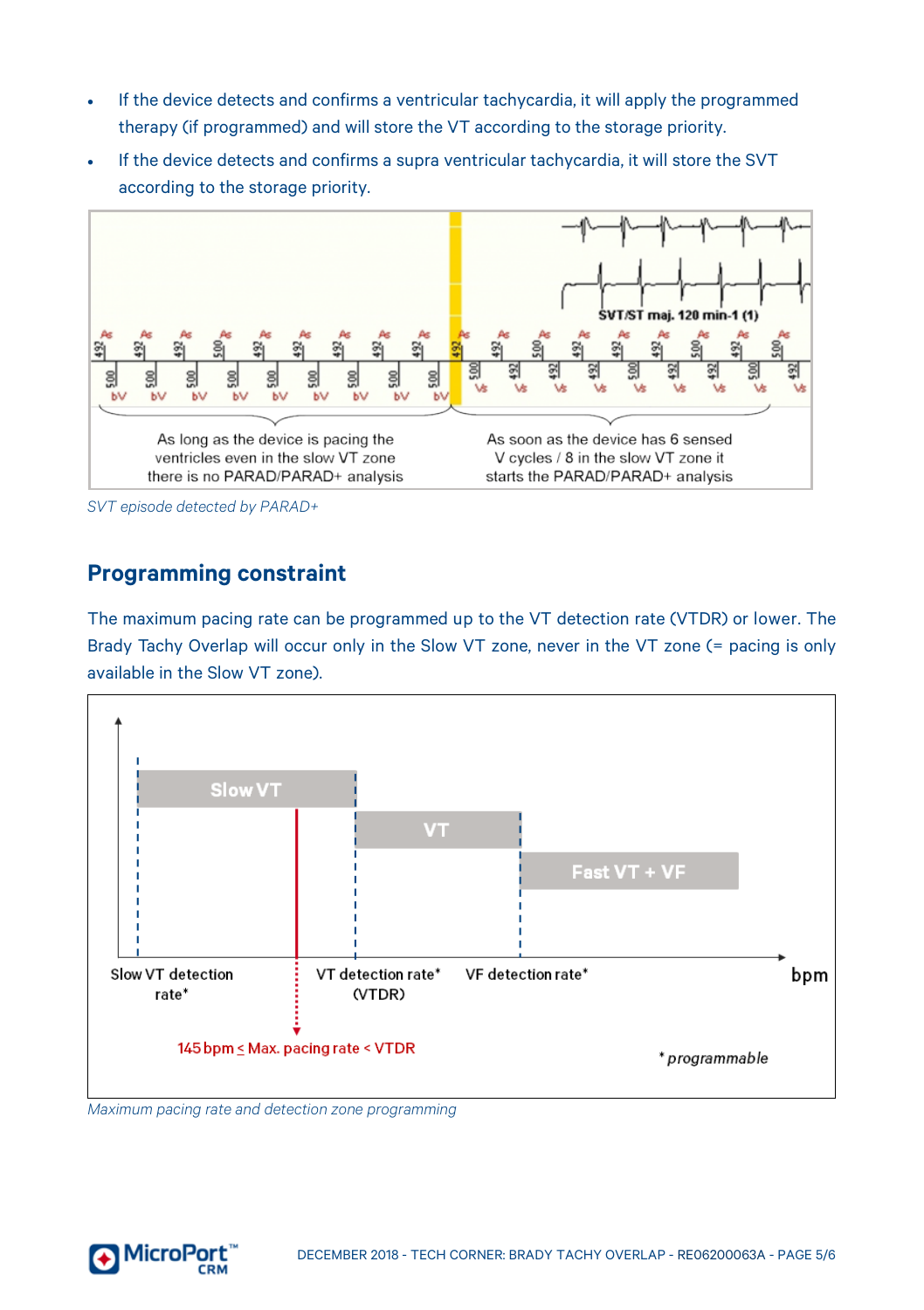- If the device detects and confirms a ventricular tachycardia, it will apply the programmed therapy (if programmed) and will store the VT according to the storage priority.
- If the device detects and confirms a supra ventricular tachycardia, it will store the SVT according to the storage priority.

*SVT episode detected by PARAD+*

## Programming constraint

The maximum pacing rate can be programmed up to the VT detection rate (VTDR) or lower. The Brady Tachy Overlap will occur only in the Slow VT zone, never in the VT zone (= pacing is only available in the Slow VT zone).

*Maximum pacing rate and detection zone programming*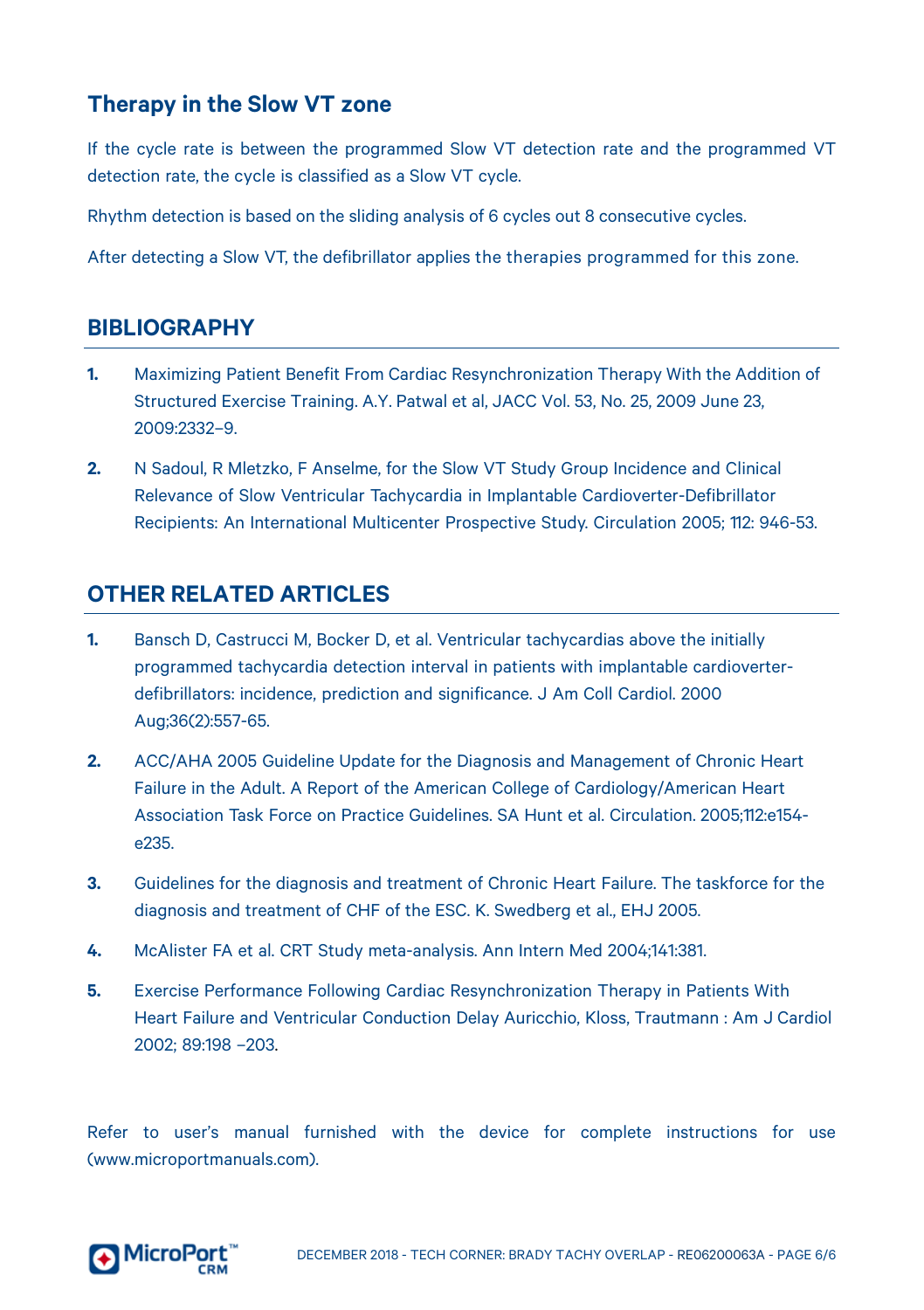## Therapy in the Slow VT zone

If the cycle rate is between the programmed Slow VT detection rate and the programmed VT detection rate, the cycle is classified as a Slow VT cycle.

Rhythm detection is based on the sliding analysis of 6 cycles out 8 consecutive cycles.

After detecting a Slow VT, the defibrillator applies the therapies programmed for this zone.

## BIBLIOGRAPHY

1. Maximizing Patient Benefit From Cardiac Resynchronization Therapy With the Addition of Structured Exercise Training. A.Y. Patwal et al, JACC Vol. 53, No. 25, 2009 June 23, 2009:2332–9.
2. N Sadoul, R Mletzko, F Anselme, for the Slow VT Study Group Incidence and Clinical Relevance of Slow Ventricular Tachycardia in Implantable Cardioverter-Defibrillator Recipients: An International Multicenter Prospective Study. Circulation 2005; 112: 946-53.

## OTHER RELATED ARTICLES

1. Bansch D, Castrucci M, Bocker D, et al. Ventricular tachycardias above the initially programmed tachycardia detection interval in patients with implantable cardioverter-defibrillators: incidence, prediction and significance. J Am Coll Cardiol. 2000 Aug;36(2):557-65.
2. ACC/AHA 2005 Guideline Update for the Diagnosis and Management of Chronic Heart Failure in the Adult. A Report of the American College of Cardiology/American Heart Association Task Force on Practice Guidelines. SA Hunt et al. Circulation. 2005;112:e154-e235.
3. Guidelines for the diagnosis and treatment of Chronic Heart Failure. The taskforce for the diagnosis and treatment of CHF of the ESC. K. Swedberg et al., EHJ 2005.
4. McAlister FA et al. CRT Study meta-analysis. Ann Intern Med 2004;141:381.
5. Exercise Performance Following Cardiac Resynchronization Therapy in Patients With Heart Failure and Ventricular Conduction Delay Auricchio, Kloss, Trautmann : Am J Cardiol 2002; 89:198 –203.

Refer to user's manual furnished with the device for complete instructions for use (www.microportmanuals.com).